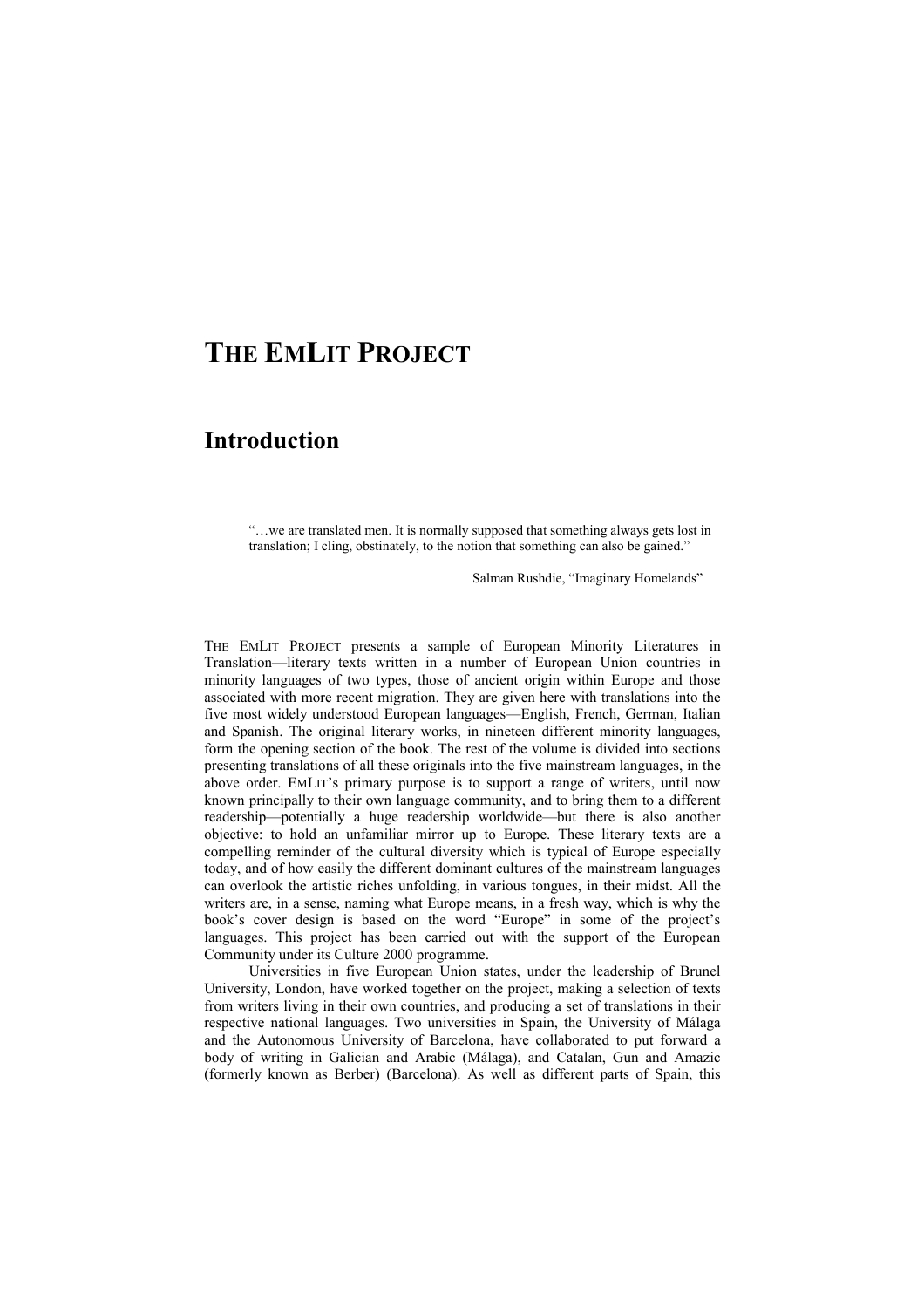# THE EMLIT PROJECT

## Introduction

> "…we are translated men. It is normally supposed that something always gets lost in translation; I cling, obstinately, to the notion that something can also be gained."
>
> Salman Rushdie, "Imaginary Homelands"

THE EMLIT PROJECT presents a sample of European Minority Literatures in Translation—literary texts written in a number of European Union countries in minority languages of two types, those of ancient origin within Europe and those associated with more recent migration. They are given here with translations into the five most widely understood European languages—English, French, German, Italian and Spanish. The original literary works, in nineteen different minority languages, form the opening section of the book. The rest of the volume is divided into sections presenting translations of all these originals into the five mainstream languages, in the above order. EMLIT's primary purpose is to support a range of writers, until now known principally to their own language community, and to bring them to a different readership—potentially a huge readership worldwide—but there is also another objective: to hold an unfamiliar mirror up to Europe. These literary texts are a compelling reminder of the cultural diversity which is typical of Europe especially today, and of how easily the different dominant cultures of the mainstream languages can overlook the artistic riches unfolding, in various tongues, in their midst. All the writers are, in a sense, naming what Europe means, in a fresh way, which is why the book's cover design is based on the word "Europe" in some of the project's languages. This project has been carried out with the support of the European Community under its Culture 2000 programme.

Universities in five European Union states, under the leadership of Brunel University, London, have worked together on the project, making a selection of texts from writers living in their own countries, and producing a set of translations in their respective national languages. Two universities in Spain, the University of Málaga and the Autonomous University of Barcelona, have collaborated to put forward a body of writing in Galician and Arabic (Málaga), and Catalan, Gun and Amazic (formerly known as Berber) (Barcelona). As well as different parts of Spain, this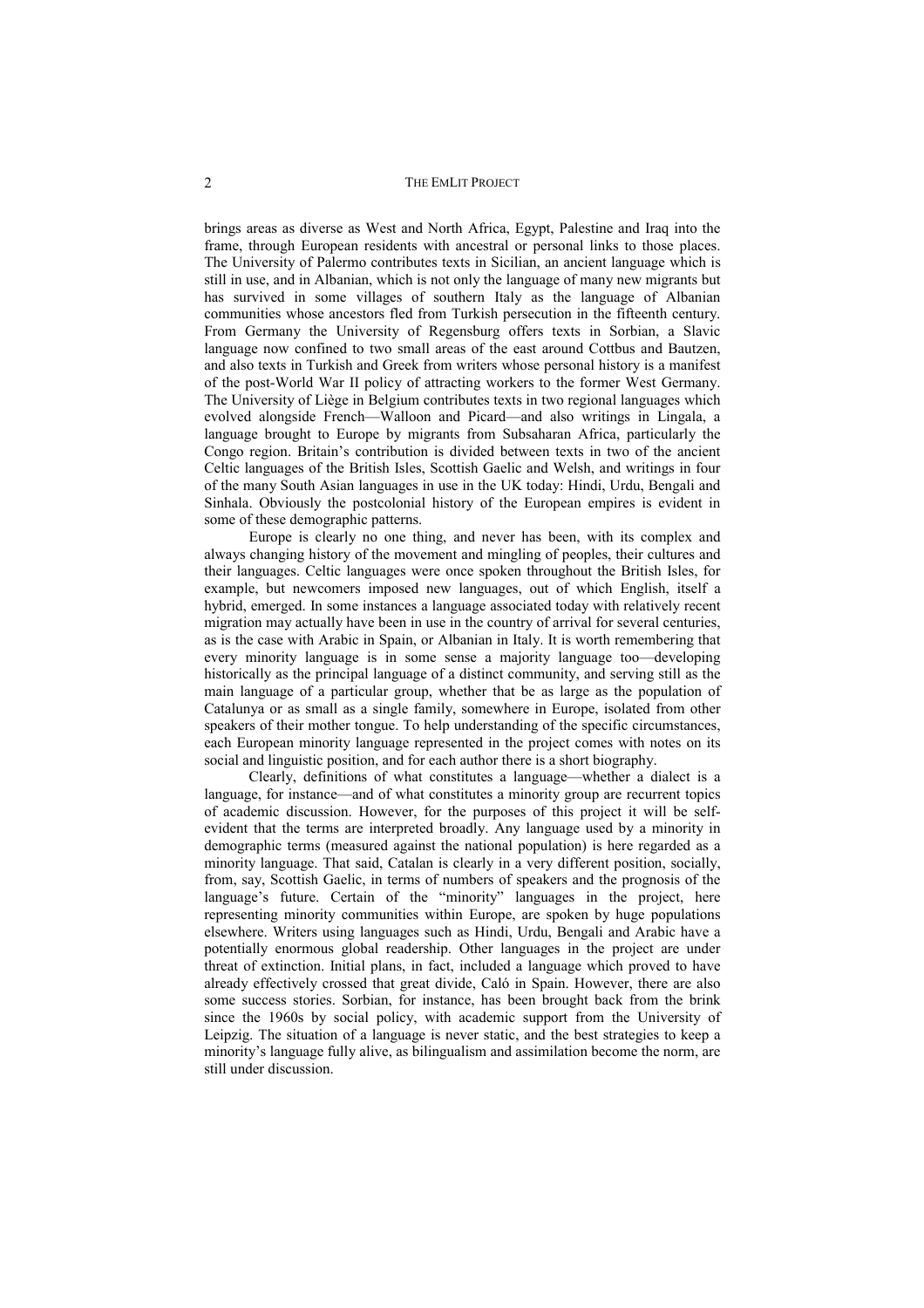brings areas as diverse as West and North Africa, Egypt, Palestine and Iraq into the frame, through European residents with ancestral or personal links to those places. The University of Palermo contributes texts in Sicilian, an ancient language which is still in use, and in Albanian, which is not only the language of many new migrants but has survived in some villages of southern Italy as the language of Albanian communities whose ancestors fled from Turkish persecution in the fifteenth century. From Germany the University of Regensburg offers texts in Sorbian, a Slavic language now confined to two small areas of the east around Cottbus and Bautzen, and also texts in Turkish and Greek from writers whose personal history is a manifest of the post-World War II policy of attracting workers to the former West Germany. The University of Liège in Belgium contributes texts in two regional languages which evolved alongside French—Walloon and Picard—and also writings in Lingala, a language brought to Europe by migrants from Subsaharan Africa, particularly the Congo region. Britain's contribution is divided between texts in two of the ancient Celtic languages of the British Isles, Scottish Gaelic and Welsh, and writings in four of the many South Asian languages in use in the UK today: Hindi, Urdu, Bengali and Sinhala. Obviously the postcolonial history of the European empires is evident in some of these demographic patterns.

Europe is clearly no one thing, and never has been, with its complex and always changing history of the movement and mingling of peoples, their cultures and their languages. Celtic languages were once spoken throughout the British Isles, for example, but newcomers imposed new languages, out of which English, itself a hybrid, emerged. In some instances a language associated today with relatively recent migration may actually have been in use in the country of arrival for several centuries, as is the case with Arabic in Spain, or Albanian in Italy. It is worth remembering that every minority language is in some sense a majority language too—developing historically as the principal language of a distinct community, and serving still as the main language of a particular group, whether that be as large as the population of Catalunya or as small as a single family, somewhere in Europe, isolated from other speakers of their mother tongue. To help understanding of the specific circumstances, each European minority language represented in the project comes with notes on its social and linguistic position, and for each author there is a short biography.

Clearly, definitions of what constitutes a language—whether a dialect is a language, for instance—and of what constitutes a minority group are recurrent topics of academic discussion. However, for the purposes of this project it will be self-evident that the terms are interpreted broadly. Any language used by a minority in demographic terms (measured against the national population) is here regarded as a minority language. That said, Catalan is clearly in a very different position, socially, from, say, Scottish Gaelic, in terms of numbers of speakers and the prognosis of the language's future. Certain of the "minority" languages in the project, here representing minority communities within Europe, are spoken by huge populations elsewhere. Writers using languages such as Hindi, Urdu, Bengali and Arabic have a potentially enormous global readership. Other languages in the project are under threat of extinction. Initial plans, in fact, included a language which proved to have already effectively crossed that great divide, Caló in Spain. However, there are also some success stories. Sorbian, for instance, has been brought back from the brink since the 1960s by social policy, with academic support from the University of Leipzig. The situation of a language is never static, and the best strategies to keep a minority's language fully alive, as bilingualism and assimilation become the norm, are still under discussion.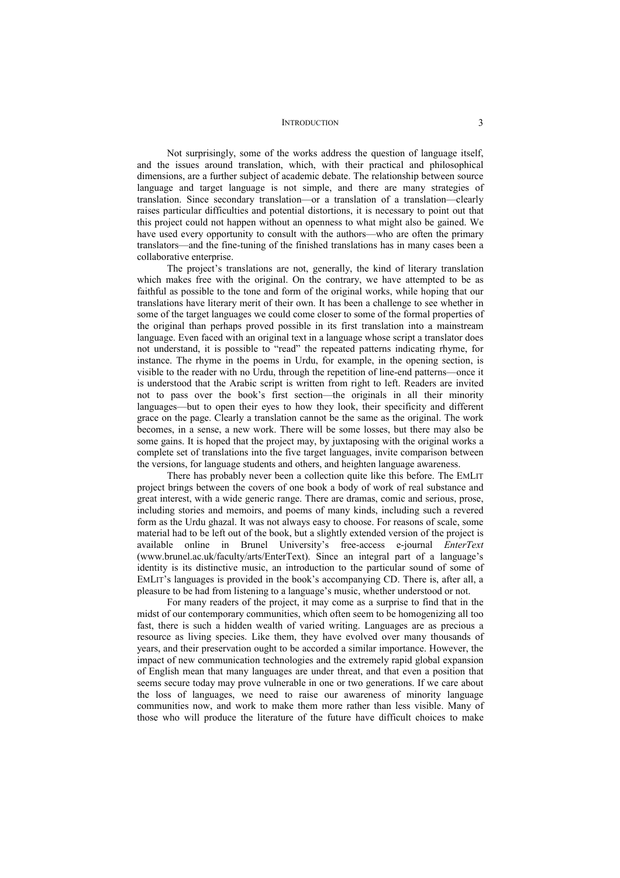Not surprisingly, some of the works address the question of language itself, and the issues around translation, which, with their practical and philosophical dimensions, are a further subject of academic debate. The relationship between source language and target language is not simple, and there are many strategies of translation. Since secondary translation—or a translation of a translation—clearly raises particular difficulties and potential distortions, it is necessary to point out that this project could not happen without an openness to what might also be gained. We have used every opportunity to consult with the authors—who are often the primary translators—and the fine-tuning of the finished translations has in many cases been a collaborative enterprise.

The project's translations are not, generally, the kind of literary translation which makes free with the original. On the contrary, we have attempted to be as faithful as possible to the tone and form of the original works, while hoping that our translations have literary merit of their own. It has been a challenge to see whether in some of the target languages we could come closer to some of the formal properties of the original than perhaps proved possible in its first translation into a mainstream language. Even faced with an original text in a language whose script a translator does not understand, it is possible to "read" the repeated patterns indicating rhyme, for instance. The rhyme in the poems in Urdu, for example, in the opening section, is visible to the reader with no Urdu, through the repetition of line-end patterns—once it is understood that the Arabic script is written from right to left. Readers are invited not to pass over the book's first section—the originals in all their minority languages—but to open their eyes to how they look, their specificity and different grace on the page. Clearly a translation cannot be the same as the original. The work becomes, in a sense, a new work. There will be some losses, but there may also be some gains. It is hoped that the project may, by juxtaposing with the original works a complete set of translations into the five target languages, invite comparison between the versions, for language students and others, and heighten language awareness.

There has probably never been a collection quite like this before. The EMLIT project brings between the covers of one book a body of work of real substance and great interest, with a wide generic range. There are dramas, comic and serious, prose, including stories and memoirs, and poems of many kinds, including such a revered form as the Urdu ghazal. It was not always easy to choose. For reasons of scale, some material had to be left out of the book, but a slightly extended version of the project is available online in Brunel University's free-access e-journal *EnterText* (www.brunel.ac.uk/faculty/arts/EnterText). Since an integral part of a language's identity is its distinctive music, an introduction to the particular sound of some of EMLIT's languages is provided in the book's accompanying CD. There is, after all, a pleasure to be had from listening to a language's music, whether understood or not.

For many readers of the project, it may come as a surprise to find that in the midst of our contemporary communities, which often seem to be homogenizing all too fast, there is such a hidden wealth of varied writing. Languages are as precious a resource as living species. Like them, they have evolved over many thousands of years, and their preservation ought to be accorded a similar importance. However, the impact of new communication technologies and the extremely rapid global expansion of English mean that many languages are under threat, and that even a position that seems secure today may prove vulnerable in one or two generations. If we care about the loss of languages, we need to raise our awareness of minority language communities now, and work to make them more rather than less visible. Many of those who will produce the literature of the future have difficult choices to make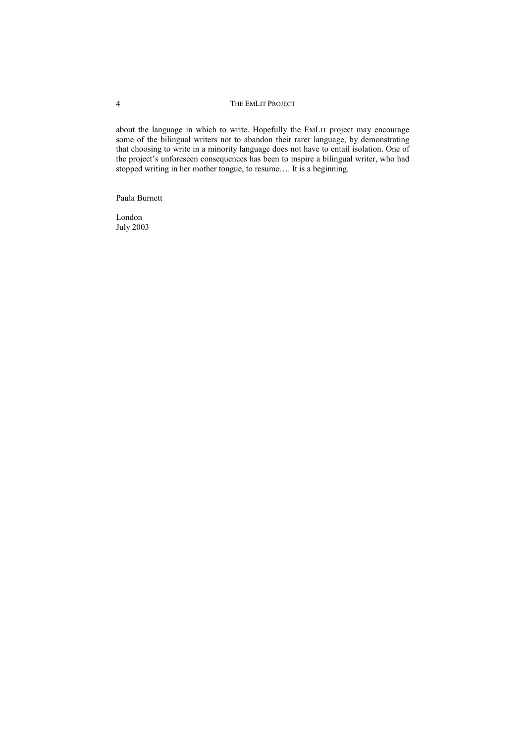about the language in which to write. Hopefully the EMLIT project may encourage some of the bilingual writers not to abandon their rarer language, by demonstrating that choosing to write in a minority language does not have to entail isolation. One of the project's unforeseen consequences has been to inspire a bilingual writer, who had stopped writing in her mother tongue, to resume…. It is a beginning.

Paula Burnett

London
July 2003